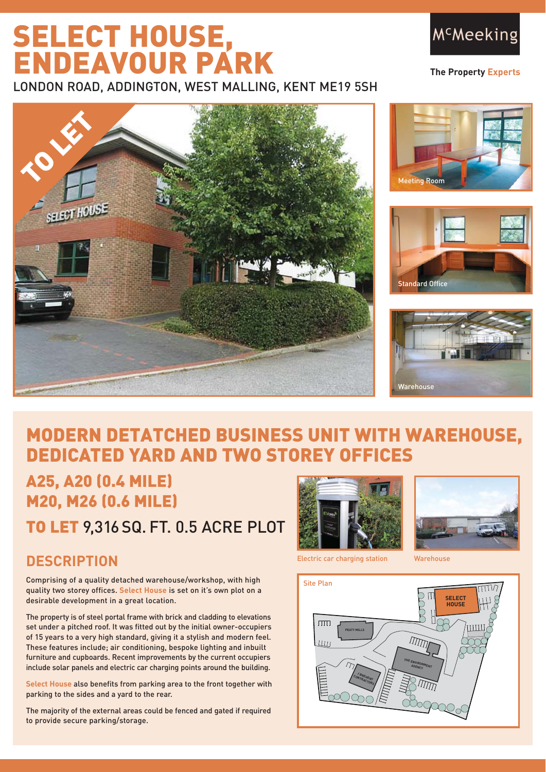# SELECT HOUSE, ENDEAVOUR PARK

LONDON ROAD, ADDINGTON, WEST MALLING, KENT ME19 5SH

McMeeking

**The Property Experts**

TO LET

Meeting Room

Standard Office

Warehouse

## MODERN DETACHED BUSINESS UNIT WITH WAREHOUSE, DEDICATED YARD AND TWO STOREY OFFICES

### A25, A20 (0.4 MILE)
### M20, M26 (0.6 MILE)

### TO LET 9,316 SQ. FT. 0.5 ACRE PLOT

Electric car charging station

Warehouse

## DESCRIPTION

Comprising of a quality detached warehouse/workshop, with high quality two storey offices. Select House is set on it's own plot on a desirable development in a great location.

The property is of steel portal frame with brick and cladding to elevations set under a pitched roof. It was fitted out by the initial owner-occupiers of 15 years to a very high standard, giving it a stylish and modern feel. These features include; air conditioning, bespoke lighting and inbuilt furniture and cupboards. Recent improvements by the current occupiers include solar panels and electric car charging points around the building.

Select House also benefits from parking area to the front together with parking to the sides and a yard to the rear.

The majority of the external areas could be fenced and gated if required to provide secure parking/storage.

Site Plan

SELECT HOUSE

PEATY MILLS

THE ENVIRONMENT AGENCY

J BREHENY CONTRACTORS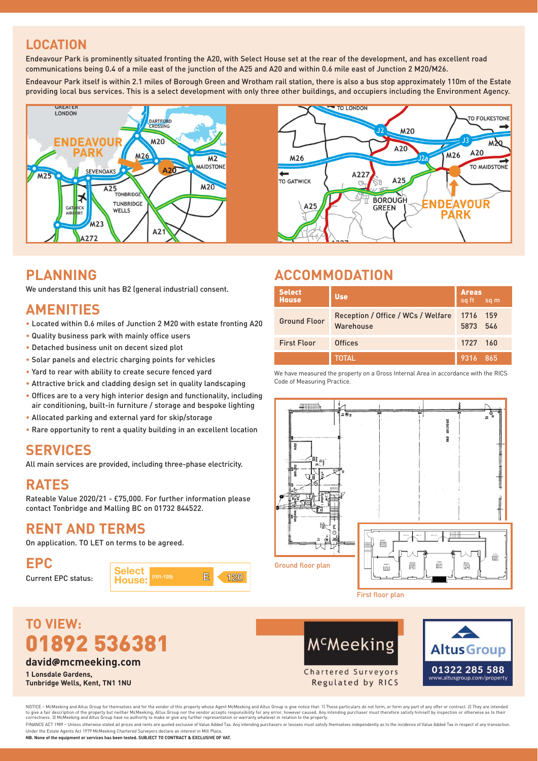## LOCATION

Endeavour Park is prominently situated fronting the A20, with Select House set at the rear of the development, and has excellent road communications being 0.4 of a mile east of the junction of the A25 and A20 and within 0.6 mile east of Junction 2 M20/M26.

Endeavour Park itself is within 2.1 miles of Borough Green and Wrotham rail station, there is also a bus stop approximately 110m of the Estate providing local bus services. This is a select development with only three other buildings, and occupiers including the Environment Agency.

## PLANNING

We understand this unit has B2 (general industrial) consent.

## AMENITIES

- Located within 0.6 miles of Junction 2 M20 with estate fronting A20
- Quality business park with mainly office users
- Detached business unit on decent sized plot
- Solar panels and electric charging points for vehicles
- Yard to rear with ability to create secure fenced yard
- Attractive brick and cladding design set in quality landscaping
- Offices are to a very high interior design and functionality, including air conditioning, built-in furniture / storage and bespoke lighting
- Allocated parking and external yard for skip/storage
- Rare opportunity to rent a quality building in an excellent location

## SERVICES

All main services are provided, including three-phase electricity.

## RATES

Rateable Value 2020/21 - £75,000. For further information please contact Tonbridge and Malling BC on 01732 844522.

## RENT AND TERMS

On application. TO LET on terms to be agreed.

## EPC

Current EPC status: Select House: (101-125) E 120

## ACCOMMODATION

| Select House | Use | Areas sq ft | sq m |
|---|---|---|---|
| Ground Floor | Reception / Office / WCs / Welfare | 1716 | 159 |
| | Warehouse | 5873 | 546 |
| First Floor | Offices | 1727 | 160 |
| | TOTAL | 9316 | 865 |

We have measured the property on a Gross Internal Area in accordance with the RICS Code of Measuring Practice.

Ground floor plan

First floor plan

## TO VIEW:

# 01892 536381

**david@mcmeeking.com**

**1 Lonsdale Gardens,**
**Tunbridge Wells, Kent, TN1 1NU**

McMeeking
Chartered Surveyors
Regulated by RICS

Altus Group
01322 285 588
www.altusgroup.com/property

NOTICE – McMeeking and Altus Group for themselves and for the vendor of this property whose Agent McMeeking and Altus Group is give notice that: 1) These particulars do not form, or form any part of any offer or contract. 2) They are intended to give a fair description of the property but neither McMeeking, Altus Group nor the vendor accepts responsibility for any error, however caused. Any intending purchaser must therefore satisfy himself by inspection or otherwise as to their correctness. 3) McMeeking and Altus Group have no authority to make or give any further representation or warranty whatever in relation to the property.

FINANCE ACT 1989 – Unless otherwise stated all prices and rents are quoted exclusive of Value Added Tax. Any intending purchasers or lessees must satisfy themselves independently as to the incidence of Value Added Tax in respect of any transaction. Under the Estate Agents Act 1979 McMeeking Chartered Surveyors declare an interest in Mill Place.

**NB. None of the equipment or services has been tested. SUBJECT TO CONTRACT & EXCLUSIVE OF VAT.**